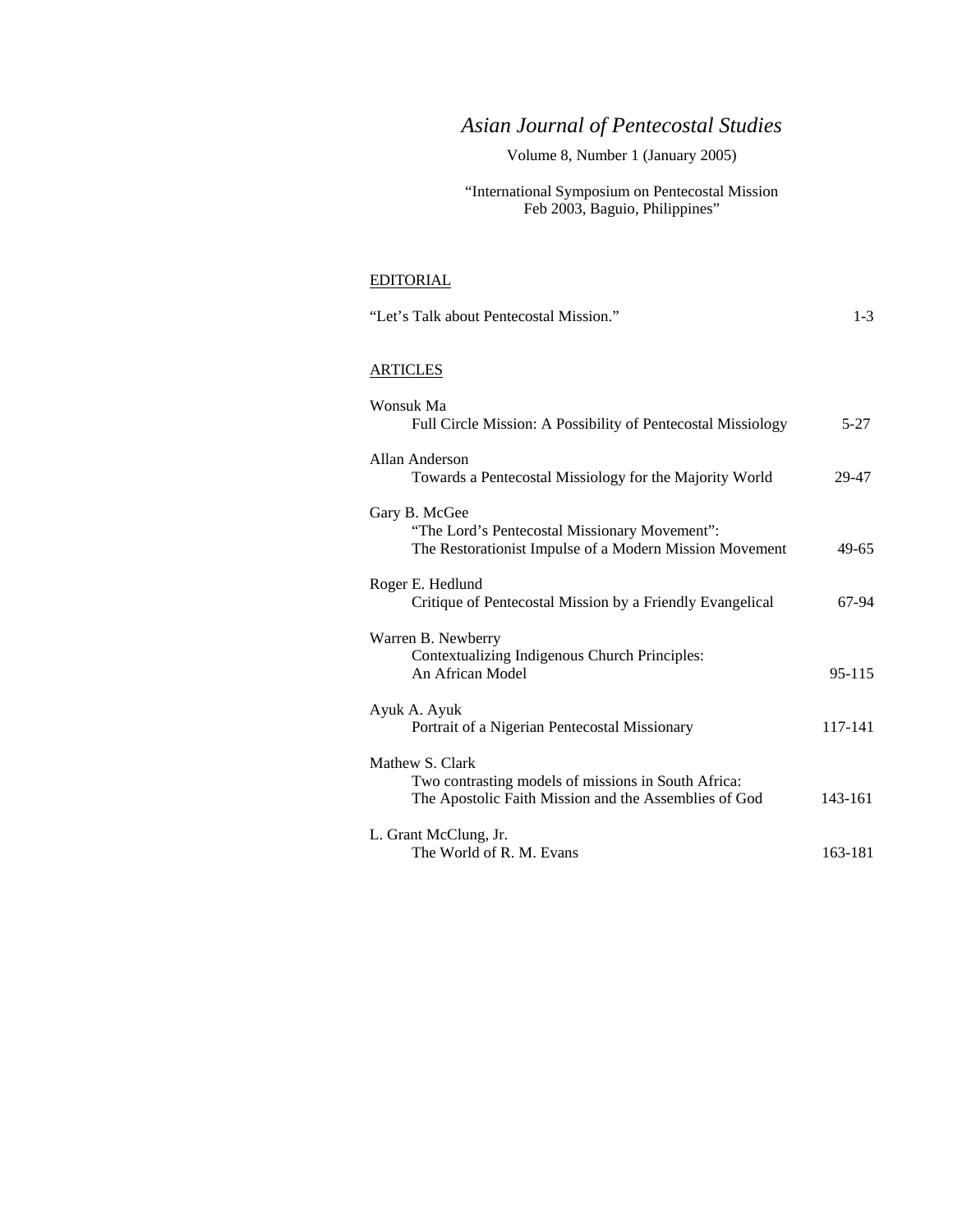# *Asian Journal of Pentecostal Studies*

Volume 8, Number 1 (January 2005)

"International Symposium on Pentecostal Mission
Feb 2003, Baguio, Philippines"

## EDITORIAL

"Let's Talk about Pentecostal Mission." 1-3

## ARTICLES

Wonsuk Ma
Full Circle Mission: A Possibility of Pentecostal Missiology 5-27

Allan Anderson
Towards a Pentecostal Missiology for the Majority World 29-47

Gary B. McGee
"The Lord's Pentecostal Missionary Movement":
The Restorationist Impulse of a Modern Mission Movement 49-65

Roger E. Hedlund
Critique of Pentecostal Mission by a Friendly Evangelical 67-94

Warren B. Newberry
Contextualizing Indigenous Church Principles:
An African Model 95-115

Ayuk A. Ayuk
Portrait of a Nigerian Pentecostal Missionary 117-141

Mathew S. Clark
Two contrasting models of missions in South Africa:
The Apostolic Faith Mission and the Assemblies of God 143-161

L. Grant McClung, Jr.
The World of R. M. Evans 163-181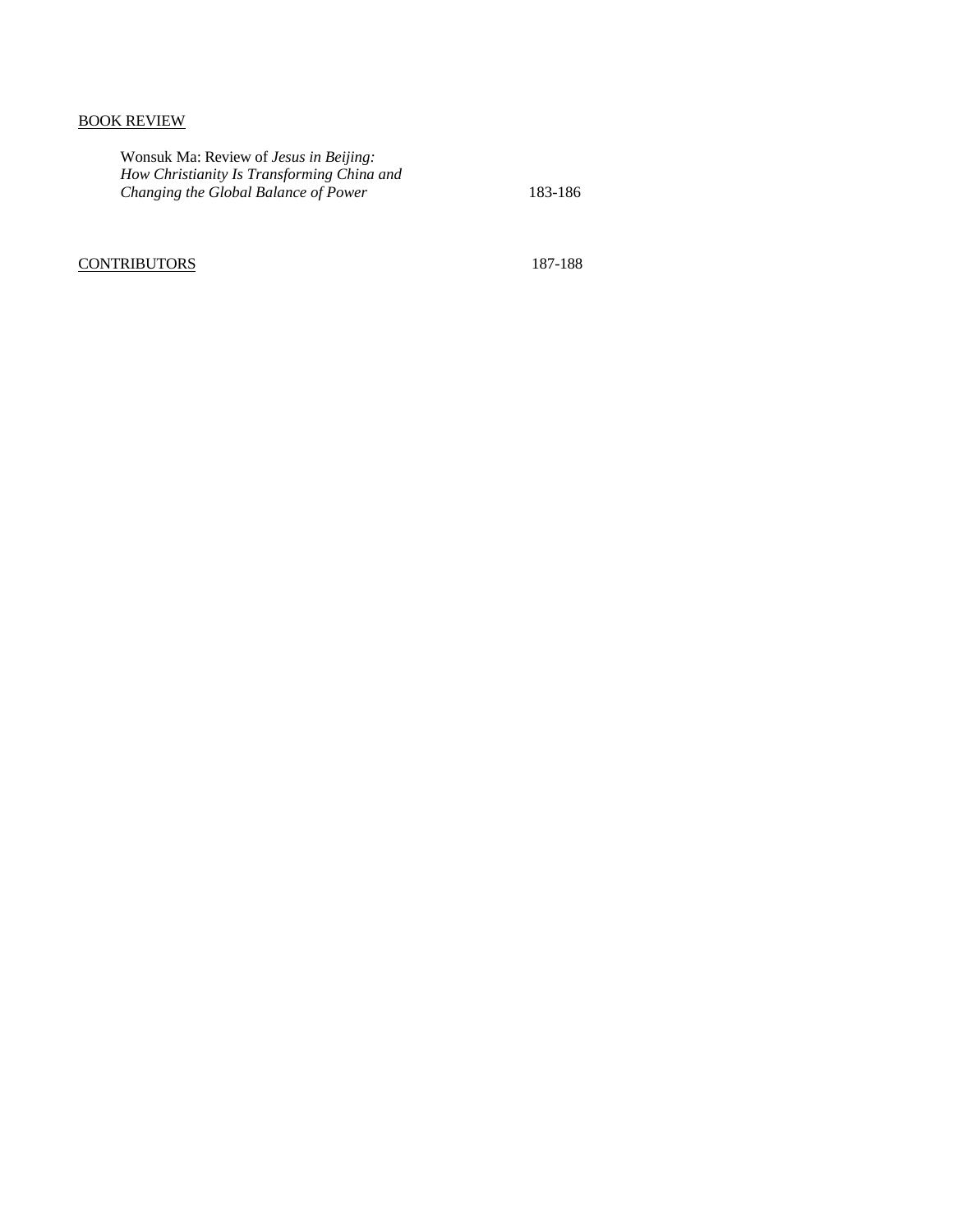<u>BOOK REVIEW</u>

Wonsuk Ma: Review of *Jesus in Beijing: How Christianity Is Transforming China and Changing the Global Balance of Power* 183-186

<u>CONTRIBUTORS</u> 187-188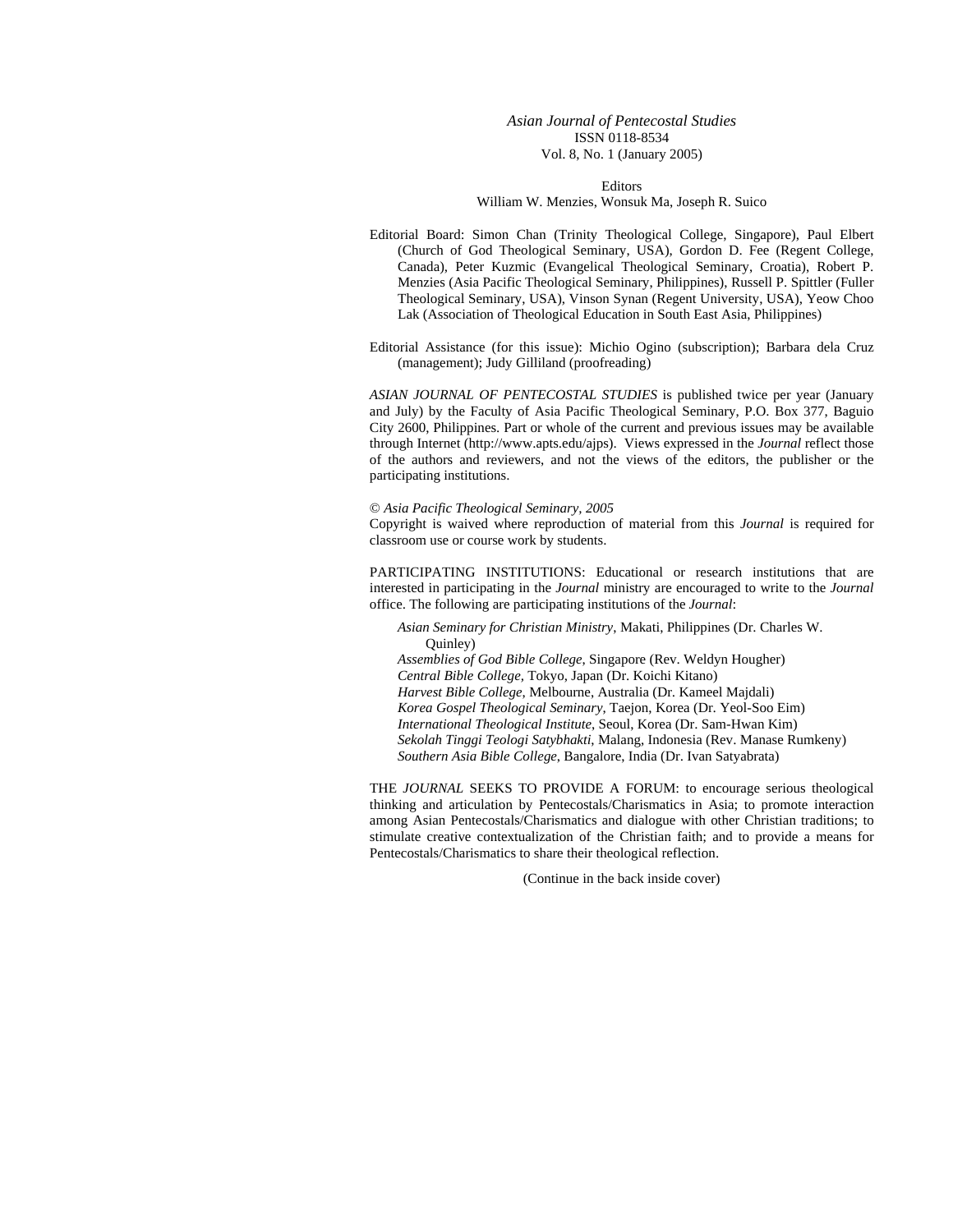*Asian Journal of Pentecostal Studies*
ISSN 0118-8534
Vol. 8, No. 1 (January 2005)

Editors
William W. Menzies, Wonsuk Ma, Joseph R. Suico

Editorial Board: Simon Chan (Trinity Theological College, Singapore), Paul Elbert (Church of God Theological Seminary, USA), Gordon D. Fee (Regent College, Canada), Peter Kuzmic (Evangelical Theological Seminary, Croatia), Robert P. Menzies (Asia Pacific Theological Seminary, Philippines), Russell P. Spittler (Fuller Theological Seminary, USA), Vinson Synan (Regent University, USA), Yeow Choo Lak (Association of Theological Education in South East Asia, Philippines)

Editorial Assistance (for this issue): Michio Ogino (subscription); Barbara dela Cruz (management); Judy Gilliland (proofreading)

*ASIAN JOURNAL OF PENTECOSTAL STUDIES* is published twice per year (January and July) by the Faculty of Asia Pacific Theological Seminary, P.O. Box 377, Baguio City 2600, Philippines. Part or whole of the current and previous issues may be available through Internet (http://www.apts.edu/ajps). Views expressed in the *Journal* reflect those of the authors and reviewers, and not the views of the editors, the publisher or the participating institutions.

© *Asia Pacific Theological Seminary, 2005*
Copyright is waived where reproduction of material from this *Journal* is required for classroom use or course work by students.

PARTICIPATING INSTITUTIONS: Educational or research institutions that are interested in participating in the *Journal* ministry are encouraged to write to the *Journal* office. The following are participating institutions of the *Journal*:

*Asian Seminary for Christian Ministry*, Makati, Philippines (Dr. Charles W. Quinley)
*Assemblies of God Bible College*, Singapore (Rev. Weldyn Hougher)
*Central Bible College*, Tokyo, Japan (Dr. Koichi Kitano)
*Harvest Bible College*, Melbourne, Australia (Dr. Kameel Majdali)
*Korea Gospel Theological Seminary*, Taejon, Korea (Dr. Yeol-Soo Eim)
*International Theological Institute*, Seoul, Korea (Dr. Sam-Hwan Kim)
*Sekolah Tinggi Teologi Satybhakti*, Malang, Indonesia (Rev. Manase Rumkeny)
*Southern Asia Bible College*, Bangalore, India (Dr. Ivan Satyabrata)

THE *JOURNAL* SEEKS TO PROVIDE A FORUM: to encourage serious theological thinking and articulation by Pentecostals/Charismatics in Asia; to promote interaction among Asian Pentecostals/Charismatics and dialogue with other Christian traditions; to stimulate creative contextualization of the Christian faith; and to provide a means for Pentecostals/Charismatics to share their theological reflection.

(Continue in the back inside cover)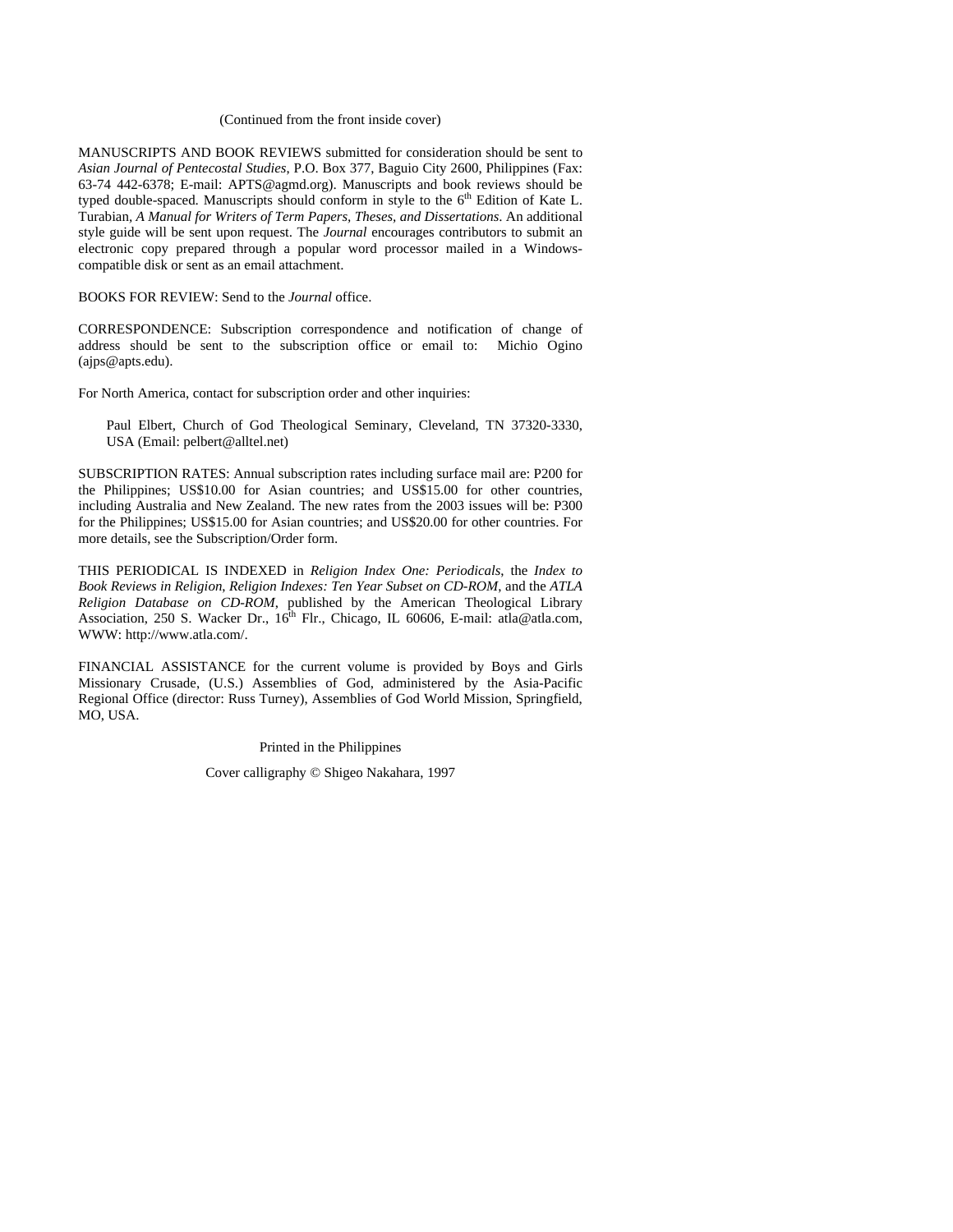(Continued from the front inside cover)

MANUSCRIPTS AND BOOK REVIEWS submitted for consideration should be sent to *Asian Journal of Pentecostal Studies*, P.O. Box 377, Baguio City 2600, Philippines (Fax: 63-74 442-6378; E-mail: APTS@agmd.org). Manuscripts and book reviews should be typed double-spaced. Manuscripts should conform in style to the 6th Edition of Kate L. Turabian, *A Manual for Writers of Term Papers, Theses, and Dissertations*. An additional style guide will be sent upon request. The *Journal* encourages contributors to submit an electronic copy prepared through a popular word processor mailed in a Windows-compatible disk or sent as an email attachment.

BOOKS FOR REVIEW: Send to the *Journal* office.

CORRESPONDENCE: Subscription correspondence and notification of change of address should be sent to the subscription office or email to: Michio Ogino (ajps@apts.edu).

For North America, contact for subscription order and other inquiries:

> Paul Elbert, Church of God Theological Seminary, Cleveland, TN 37320-3330, USA (Email: pelbert@alltel.net)

SUBSCRIPTION RATES: Annual subscription rates including surface mail are: P200 for the Philippines; US$10.00 for Asian countries; and US$15.00 for other countries, including Australia and New Zealand. The new rates from the 2003 issues will be: P300 for the Philippines; US$15.00 for Asian countries; and US$20.00 for other countries. For more details, see the Subscription/Order form.

THIS PERIODICAL IS INDEXED in *Religion Index One: Periodicals*, the *Index to Book Reviews in Religion*, *Religion Indexes: Ten Year Subset on CD-ROM*, and the *ATLA Religion Database on CD-ROM*, published by the American Theological Library Association, 250 S. Wacker Dr., 16th Flr., Chicago, IL 60606, E-mail: atla@atla.com, WWW: http://www.atla.com/.

FINANCIAL ASSISTANCE for the current volume is provided by Boys and Girls Missionary Crusade, (U.S.) Assemblies of God, administered by the Asia-Pacific Regional Office (director: Russ Turney), Assemblies of God World Mission, Springfield, MO, USA.

Printed in the Philippines

Cover calligraphy © Shigeo Nakahara, 1997